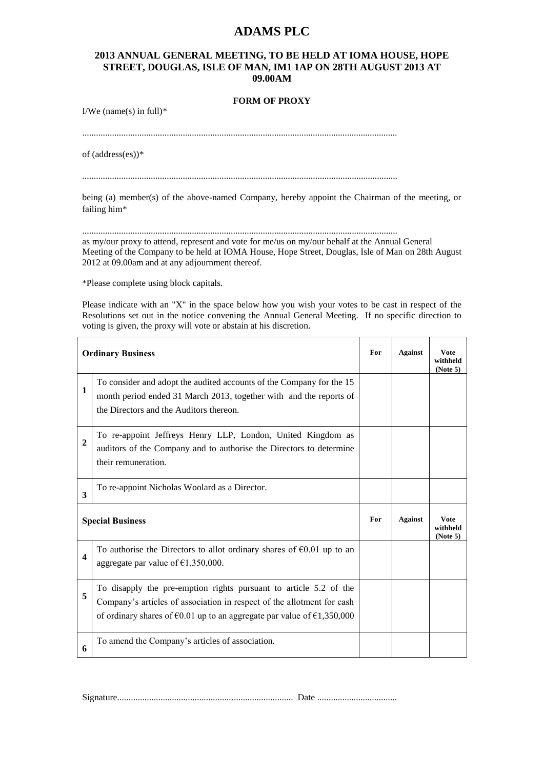# ADAMS PLC

### 2013 ANNUAL GENERAL MEETING, TO BE HELD AT IOMA HOUSE, HOPE STREET, DOUGLAS, ISLE OF MAN, IM1 1AP ON 28TH AUGUST 2013 AT 09.00AM

**FORM OF PROXY**

I/We (name(s) in full)*

..........................................................................................................................................

of (address(es))*

..........................................................................................................................................

being (a) member(s) of the above-named Company, hereby appoint the Chairman of the meeting, or failing him*

..........................................................................................................................................

as my/our proxy to attend, represent and vote for me/us on my/our behalf at the Annual General Meeting of the Company to be held at IOMA House, Hope Street, Douglas, Isle of Man on 28th August 2012 at 09.00am and at any adjournment thereof.

*Please complete using block capitals.

Please indicate with an "X" in the space below how you wish your votes to be cast in respect of the Resolutions set out in the notice convening the Annual General Meeting. If no specific direction to voting is given, the proxy will vote or abstain at his discretion.

| **Ordinary Business** | | **For** | **Against** | **Vote withheld (Note 5)** |
|---|---|---|---|---|
| **1** | To consider and adopt the audited accounts of the Company for the 15 month period ended 31 March 2013, together with and the reports of the Directors and the Auditors thereon. | | | |
| **2** | To re-appoint Jeffreys Henry LLP, London, United Kingdom as auditors of the Company and to authorise the Directors to determine their remuneration. | | | |
| **3** | To re-appoint Nicholas Woolard as a Director. | | | |
| **Special Business** | | **For** | **Against** | **Vote withheld (Note 5)** |
| **4** | To authorise the Directors to allot ordinary shares of €0.01 up to an aggregate par value of €1,350,000. | | | |
| **5** | To disapply the pre-emption rights pursuant to article 5.2 of the Company's articles of association in respect of the allotment for cash of ordinary shares of €0.01 up to an aggregate par value of €1,350,000 | | | |
| **6** | To amend the Company's articles of association. | | | |

Signature............................................................................ Date ...................................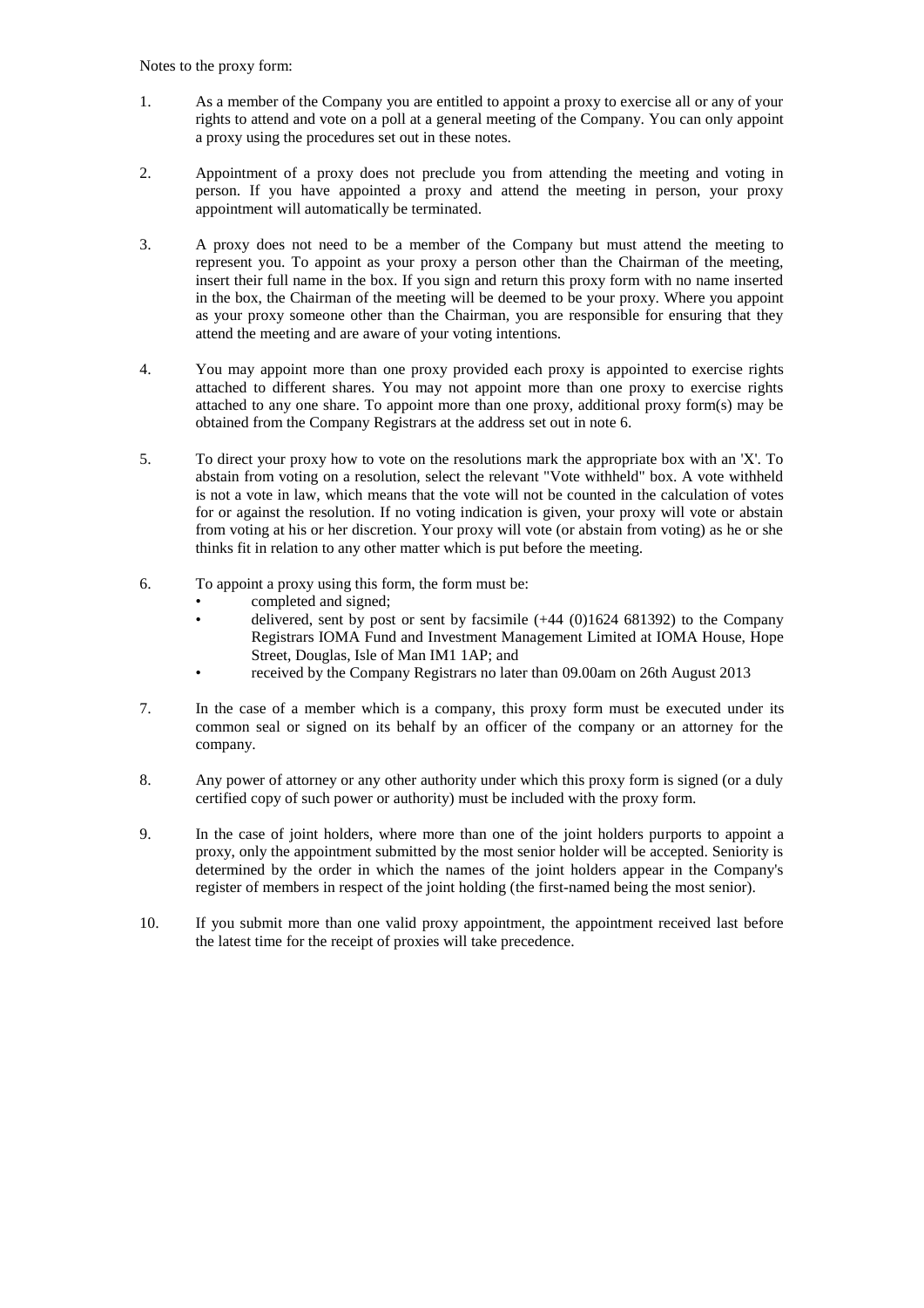Notes to the proxy form:

1. As a member of the Company you are entitled to appoint a proxy to exercise all or any of your rights to attend and vote on a poll at a general meeting of the Company. You can only appoint a proxy using the procedures set out in these notes.

2. Appointment of a proxy does not preclude you from attending the meeting and voting in person. If you have appointed a proxy and attend the meeting in person, your proxy appointment will automatically be terminated.

3. A proxy does not need to be a member of the Company but must attend the meeting to represent you. To appoint as your proxy a person other than the Chairman of the meeting, insert their full name in the box. If you sign and return this proxy form with no name inserted in the box, the Chairman of the meeting will be deemed to be your proxy. Where you appoint as your proxy someone other than the Chairman, you are responsible for ensuring that they attend the meeting and are aware of your voting intentions.

4. You may appoint more than one proxy provided each proxy is appointed to exercise rights attached to different shares. You may not appoint more than one proxy to exercise rights attached to any one share. To appoint more than one proxy, additional proxy form(s) may be obtained from the Company Registrars at the address set out in note 6.

5. To direct your proxy how to vote on the resolutions mark the appropriate box with an 'X'. To abstain from voting on a resolution, select the relevant "Vote withheld" box. A vote withheld is not a vote in law, which means that the vote will not be counted in the calculation of votes for or against the resolution. If no voting indication is given, your proxy will vote or abstain from voting at his or her discretion. Your proxy will vote (or abstain from voting) as he or she thinks fit in relation to any other matter which is put before the meeting.

6. To appoint a proxy using this form, the form must be:
   - completed and signed;
   - delivered, sent by post or sent by facsimile (+44 (0)1624 681392) to the Company Registrars IOMA Fund and Investment Management Limited at IOMA House, Hope Street, Douglas, Isle of Man IM1 1AP; and
   - received by the Company Registrars no later than 09.00am on 26th August 2013

7. In the case of a member which is a company, this proxy form must be executed under its common seal or signed on its behalf by an officer of the company or an attorney for the company.

8. Any power of attorney or any other authority under which this proxy form is signed (or a duly certified copy of such power or authority) must be included with the proxy form.

9. In the case of joint holders, where more than one of the joint holders purports to appoint a proxy, only the appointment submitted by the most senior holder will be accepted. Seniority is determined by the order in which the names of the joint holders appear in the Company's register of members in respect of the joint holding (the first-named being the most senior).

10. If you submit more than one valid proxy appointment, the appointment received last before the latest time for the receipt of proxies will take precedence.